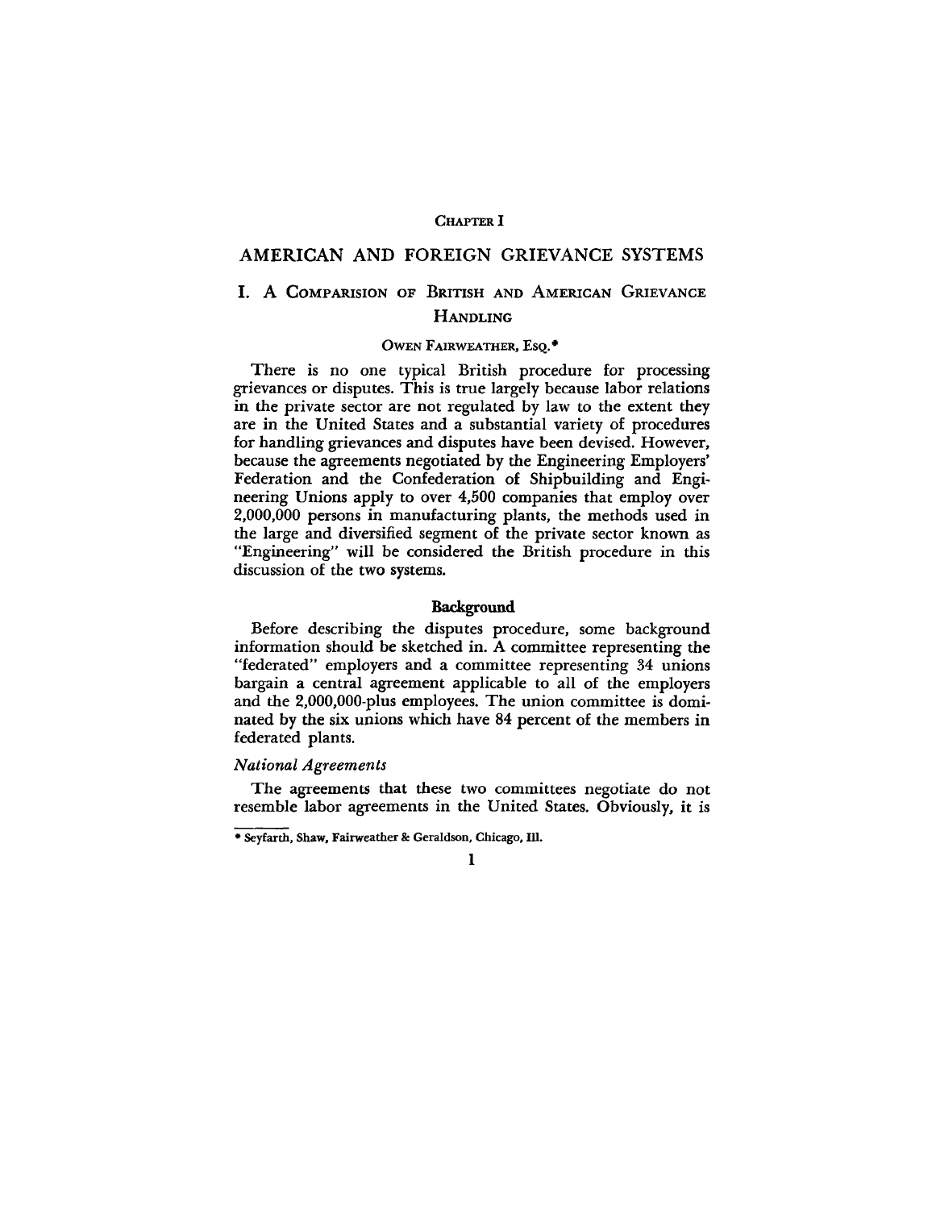# CHAPTER I

# AMERICAN AND FOREIGN GRIEVANCE SYSTEMS

## I. A COMPARISION OF BRITISH AND AMERICAN GRIEVANCE HANDLING

OWEN FAIRWEATHER, ESQ.*

There is no one typical British procedure for processing grievances or disputes. This is true largely because labor relations in the private sector are not regulated by law to the extent they are in the United States and a substantial variety of procedures for handling grievances and disputes have been devised. However, because the agreements negotiated by the Engineering Employers' Federation and the Confederation of Shipbuilding and Engineering Unions apply to over 4,500 companies that employ over 2,000,000 persons in manufacturing plants, the methods used in the large and diversified segment of the private sector known as "Engineering" will be considered the British procedure in this discussion of the two systems.

### Background

Before describing the disputes procedure, some background information should be sketched in. A committee representing the "federated" employers and a committee representing 34 unions bargain a central agreement applicable to all of the employers and the 2,000,000-plus employees. The union committee is dominated by the six unions which have 84 percent of the members in federated plants.

#### *National Agreements*

The agreements that these two committees negotiate do not resemble labor agreements in the United States. Obviously, it is

---

* Seyfarth, Shaw, Fairweather & Geraldson, Chicago, Ill.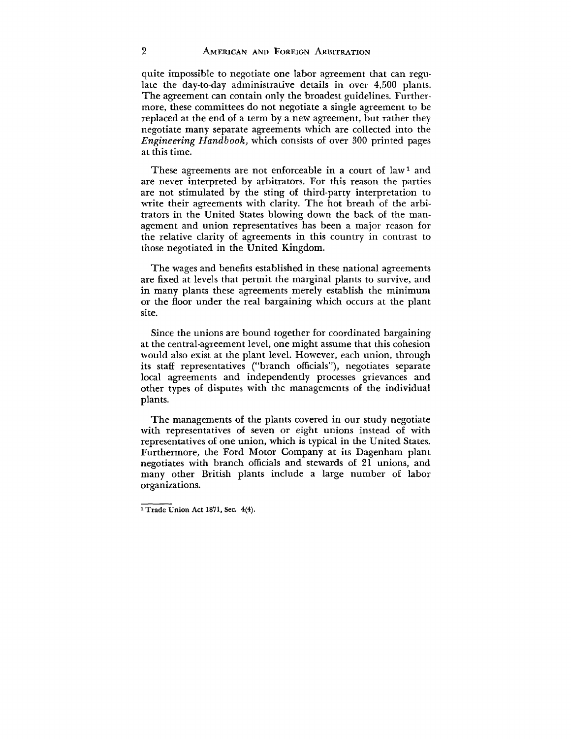quite impossible to negotiate one labor agreement that can regulate the day-to-day administrative details in over 4,500 plants. The agreement can contain only the broadest guidelines. Furthermore, these committees do not negotiate a single agreement to be replaced at the end of a term by a new agreement, but rather they negotiate many separate agreements which are collected into the *Engineering Handbook,* which consists of over 300 printed pages at this time.

These agreements are not enforceable in a court of law[1] and are never interpreted by arbitrators. For this reason the parties are not stimulated by the sting of third-party interpretation to write their agreements with clarity. The hot breath of the arbitrators in the United States blowing down the back of the management and union representatives has been a major reason for the relative clarity of agreements in this country in contrast to those negotiated in the United Kingdom.

The wages and benefits established in these national agreements are fixed at levels that permit the marginal plants to survive, and in many plants these agreements merely establish the minimum or the floor under the real bargaining which occurs at the plant site.

Since the unions are bound together for coordinated bargaining at the central-agreement level, one might assume that this cohesion would also exist at the plant level. However, each union, through its staff representatives ("branch officials"), negotiates separate local agreements and independently processes grievances and other types of disputes with the managements of the individual plants.

The managements of the plants covered in our study negotiate with representatives of seven or eight unions instead of with representatives of one union, which is typical in the United States. Furthermore, the Ford Motor Company at its Dagenham plant negotiates with branch officials and stewards of 21 unions, and many other British plants include a large number of labor organizations.

---

[1] Trade Union Act 1871, Sec. 4(4).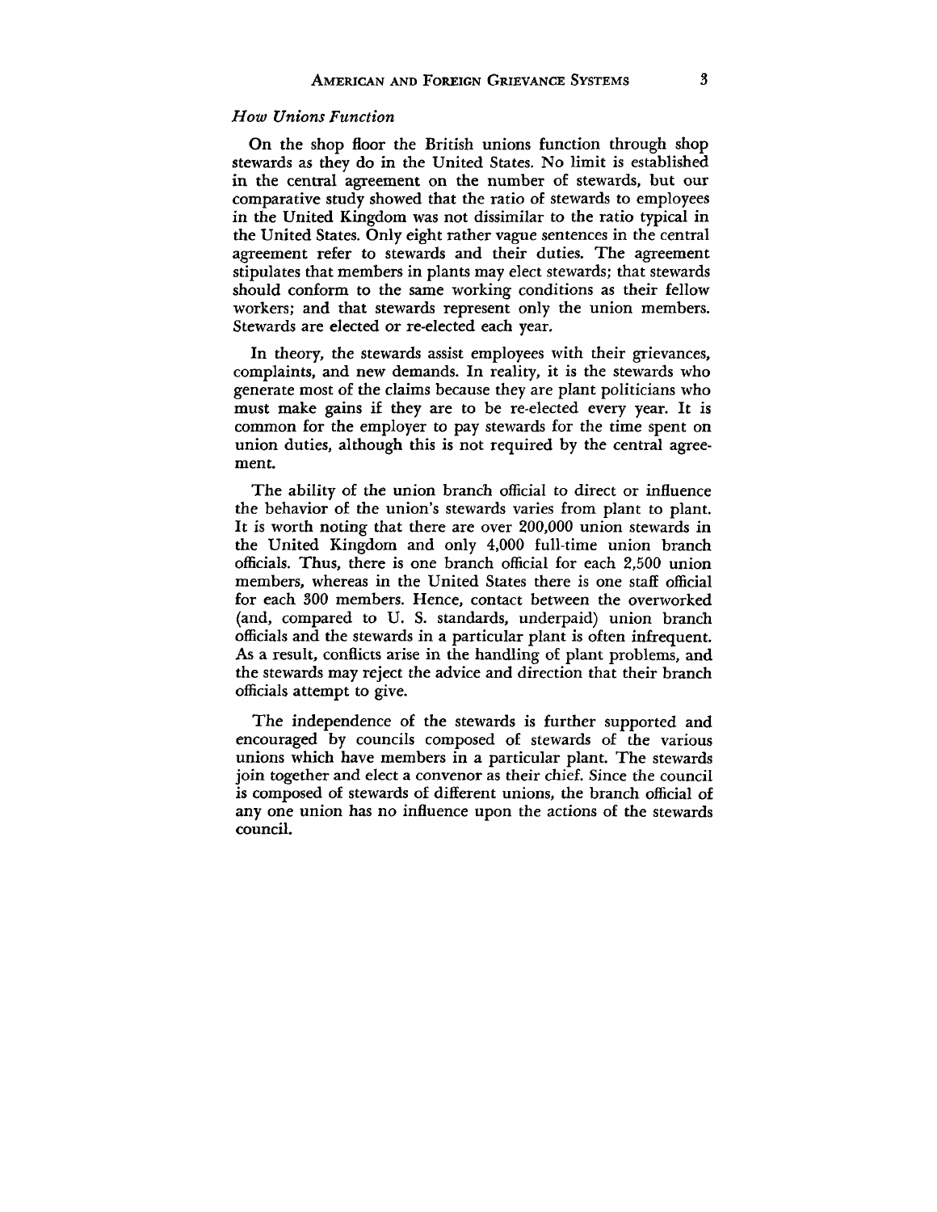### *How Unions Function*

On the shop floor the British unions function through shop stewards as they do in the United States. No limit is established in the central agreement on the number of stewards, but our comparative study showed that the ratio of stewards to employees in the United Kingdom was not dissimilar to the ratio typical in the United States. Only eight rather vague sentences in the central agreement refer to stewards and their duties. The agreement stipulates that members in plants may elect stewards; that stewards should conform to the same working conditions as their fellow workers; and that stewards represent only the union members. Stewards are elected or re-elected each year.

In theory, the stewards assist employees with their grievances, complaints, and new demands. In reality, it is the stewards who generate most of the claims because they are plant politicians who must make gains if they are to be re-elected every year. It is common for the employer to pay stewards for the time spent on union duties, although this is not required by the central agreement.

The ability of the union branch official to direct or influence the behavior of the union's stewards varies from plant to plant. It is worth noting that there are over 200,000 union stewards in the United Kingdom and only 4,000 full-time union branch officials. Thus, there is one branch official for each 2,500 union members, whereas in the United States there is one staff official for each 300 members. Hence, contact between the overworked (and, compared to U. S. standards, underpaid) union branch officials and the stewards in a particular plant is often infrequent. As a result, conflicts arise in the handling of plant problems, and the stewards may reject the advice and direction that their branch officials attempt to give.

The independence of the stewards is further supported and encouraged by councils composed of stewards of the various unions which have members in a particular plant. The stewards join together and elect a convenor as their chief. Since the council is composed of stewards of different unions, the branch official of any one union has no influence upon the actions of the stewards council.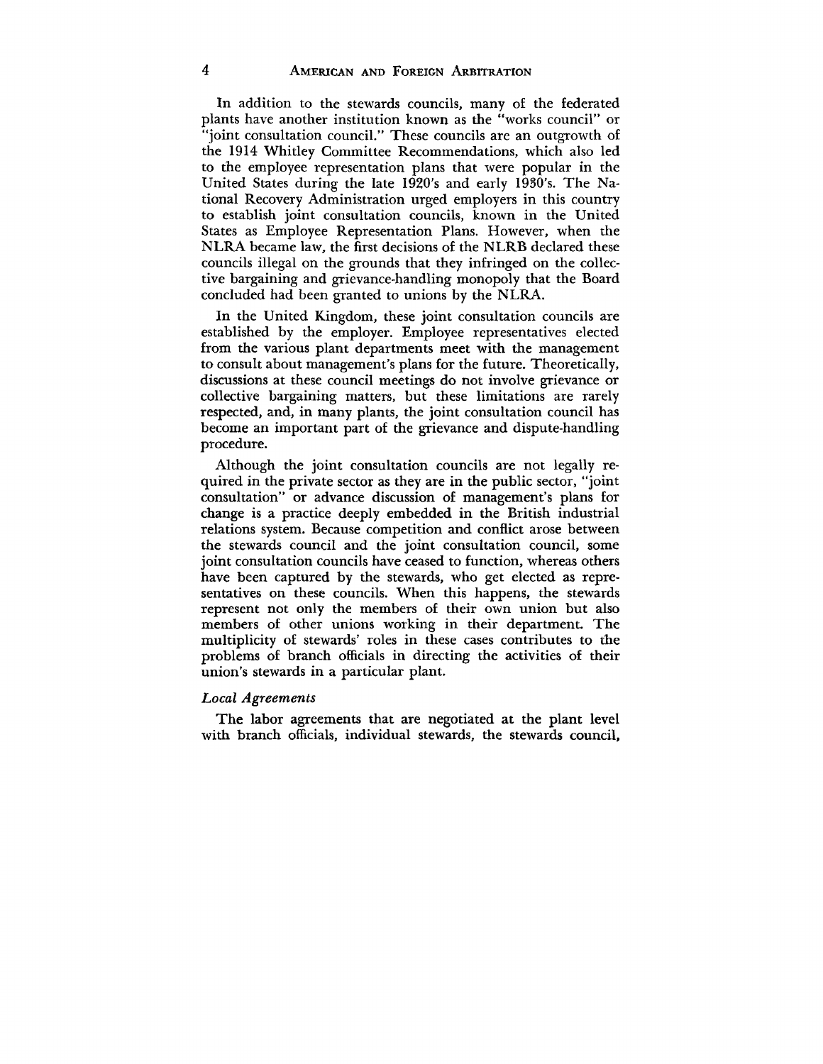In addition to the stewards councils, many of the federated plants have another institution known as the "works council" or "joint consultation council." These councils are an outgrowth of the 1914 Whitley Committee Recommendations, which also led to the employee representation plans that were popular in the United States during the late 1920's and early 1930's. The National Recovery Administration urged employers in this country to establish joint consultation councils, known in the United States as Employee Representation Plans. However, when the NLRA became law, the first decisions of the NLRB declared these councils illegal on the grounds that they infringed on the collective bargaining and grievance-handling monopoly that the Board concluded had been granted to unions by the NLRA.

In the United Kingdom, these joint consultation councils are established by the employer. Employee representatives elected from the various plant departments meet with the management to consult about management's plans for the future. Theoretically, discussions at these council meetings do not involve grievance or collective bargaining matters, but these limitations are rarely respected, and, in many plants, the joint consultation council has become an important part of the grievance and dispute-handling procedure.

Although the joint consultation councils are not legally required in the private sector as they are in the public sector, "joint consultation" or advance discussion of management's plans for change is a practice deeply embedded in the British industrial relations system. Because competition and conflict arose between the stewards council and the joint consultation council, some joint consultation councils have ceased to function, whereas others have been captured by the stewards, who get elected as representatives on these councils. When this happens, the stewards represent not only the members of their own union but also members of other unions working in their department. The multiplicity of stewards' roles in these cases contributes to the problems of branch officials in directing the activities of their union's stewards in a particular plant.

### *Local Agreements*

The labor agreements that are negotiated at the plant level with branch officials, individual stewards, the stewards council,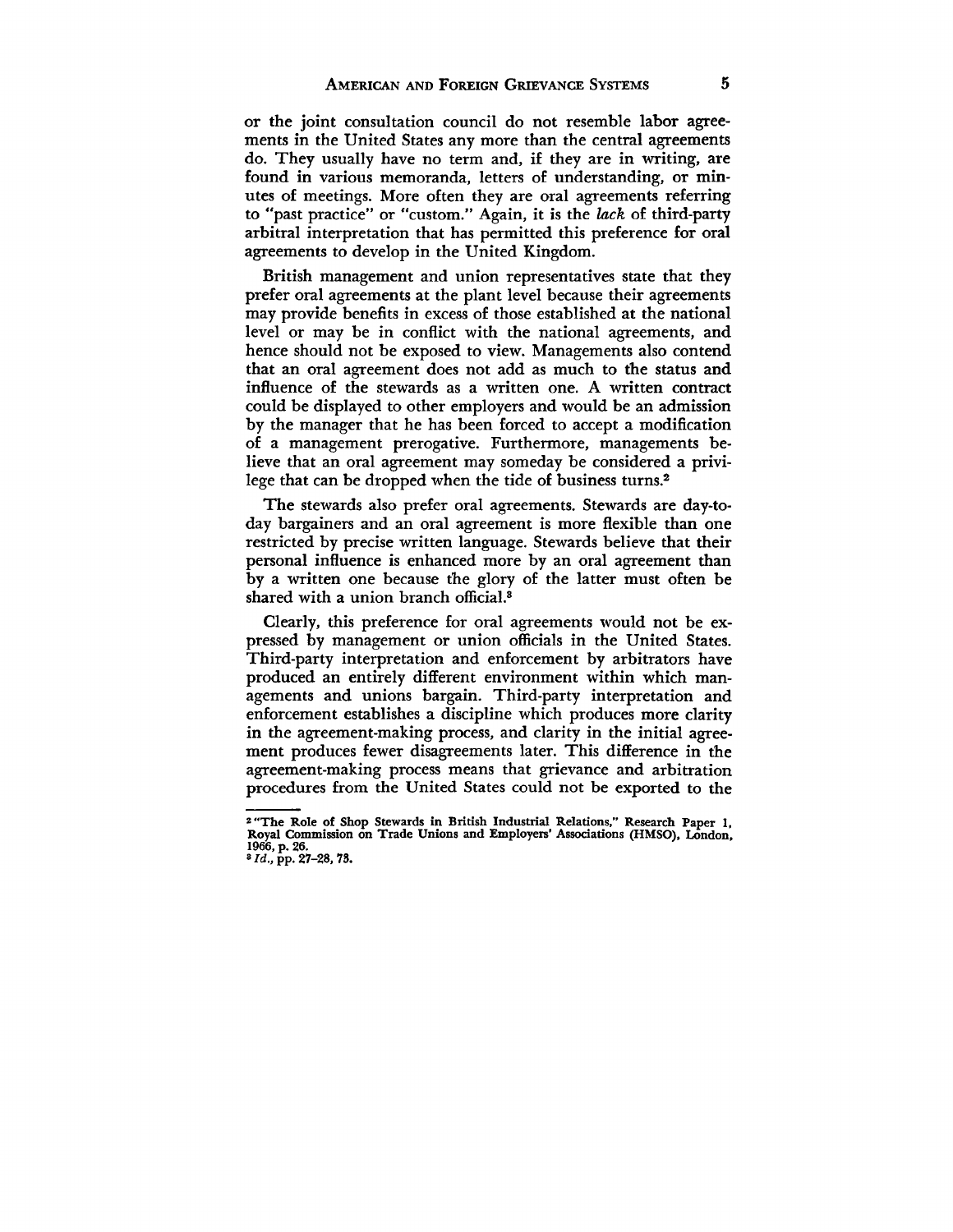or the joint consultation council do not resemble labor agreements in the United States any more than the central agreements do. They usually have no term and, if they are in writing, are found in various memoranda, letters of understanding, or minutes of meetings. More often they are oral agreements referring to "past practice" or "custom." Again, it is the *lack* of third-party arbitral interpretation that has permitted this preference for oral agreements to develop in the United Kingdom.

British management and union representatives state that they prefer oral agreements at the plant level because their agreements may provide benefits in excess of those established at the national level or may be in conflict with the national agreements, and hence should not be exposed to view. Managements also contend that an oral agreement does not add as much to the status and influence of the stewards as a written one. A written contract could be displayed to other employers and would be an admission by the manager that he has been forced to accept a modification of a management prerogative. Furthermore, managements believe that an oral agreement may someday be considered a privilege that can be dropped when the tide of business turns.[2]

The stewards also prefer oral agreements. Stewards are day-to-day bargainers and an oral agreement is more flexible than one restricted by precise written language. Stewards believe that their personal influence is enhanced more by an oral agreement than by a written one because the glory of the latter must often be shared with a union branch official.[3]

Clearly, this preference for oral agreements would not be expressed by management or union officials in the United States. Third-party interpretation and enforcement by arbitrators have produced an entirely different environment within which managements and unions bargain. Third-party interpretation and enforcement establishes a discipline which produces more clarity in the agreement-making process, and clarity in the initial agreement produces fewer disagreements later. This difference in the agreement-making process means that grievance and arbitration procedures from the United States could not be exported to the

---

[2] "The Role of Shop Stewards in British Industrial Relations," Research Paper 1, Royal Commission on Trade Unions and Employers' Associations (HMSO), London, 1966, p. 26.

[3] *Id.*, pp. 27–28, 73.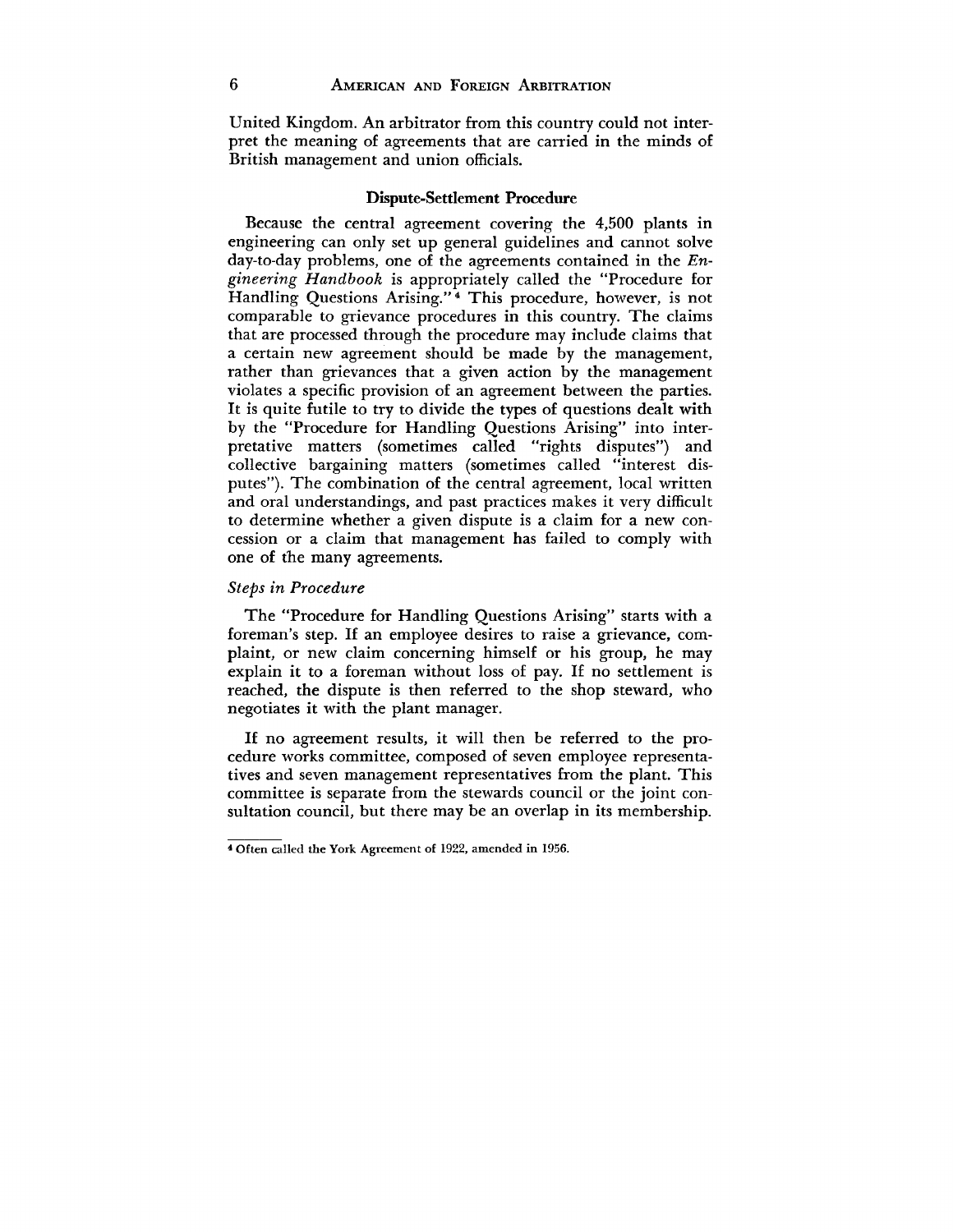United Kingdom. An arbitrator from this country could not interpret the meaning of agreements that are carried in the minds of British management and union officials.

## Dispute-Settlement Procedure

Because the central agreement covering the 4,500 plants in engineering can only set up general guidelines and cannot solve day-to-day problems, one of the agreements contained in the *Engineering Handbook* is appropriately called the "Procedure for Handling Questions Arising."[4] This procedure, however, is not comparable to grievance procedures in this country. The claims that are processed through the procedure may include claims that a certain new agreement should be made by the management, rather than grievances that a given action by the management violates a specific provision of an agreement between the parties. It is quite futile to try to divide the types of questions dealt with by the "Procedure for Handling Questions Arising" into interpretative matters (sometimes called "rights disputes") and collective bargaining matters (sometimes called "interest disputes"). The combination of the central agreement, local written and oral understandings, and past practices makes it very difficult to determine whether a given dispute is a claim for a new concession or a claim that management has failed to comply with one of the many agreements.

### *Steps in Procedure*

The "Procedure for Handling Questions Arising" starts with a foreman's step. If an employee desires to raise a grievance, complaint, or new claim concerning himself or his group, he may explain it to a foreman without loss of pay. If no settlement is reached, the dispute is then referred to the shop steward, who negotiates it with the plant manager.

If no agreement results, it will then be referred to the procedure works committee, composed of seven employee representatives and seven management representatives from the plant. This committee is separate from the stewards council or the joint consultation council, but there may be an overlap in its membership.

---

[4] Often called the York Agreement of 1922, amended in 1956.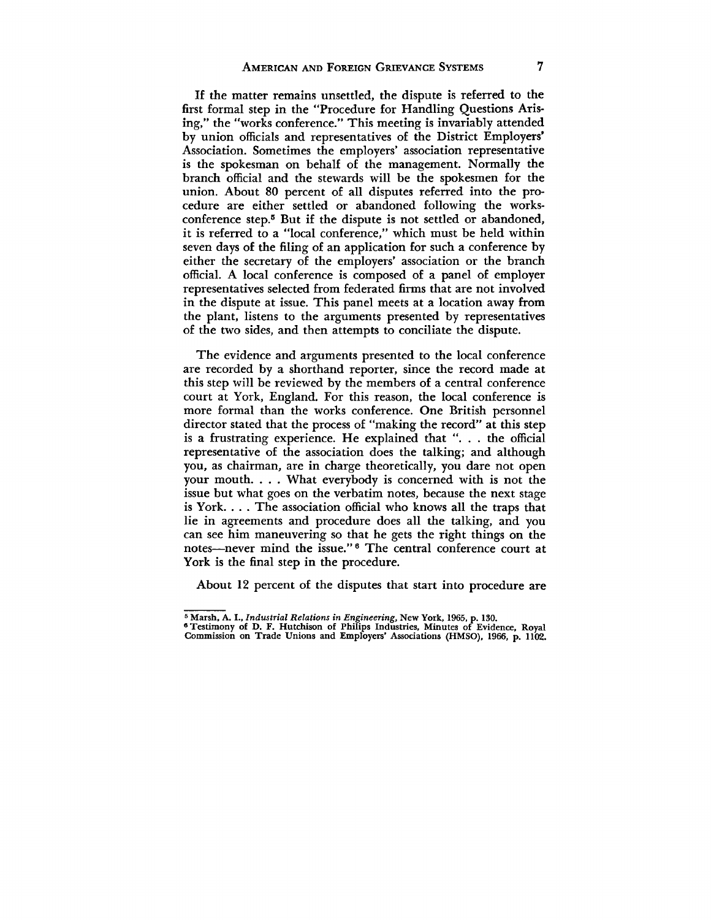If the matter remains unsettled, the dispute is referred to the first formal step in the "Procedure for Handling Questions Arising," the "works conference." This meeting is invariably attended by union officials and representatives of the District Employers' Association. Sometimes the employers' association representative is the spokesman on behalf of the management. Normally the branch official and the stewards will be the spokesmen for the union. About 80 percent of all disputes referred into the procedure are either settled or abandoned following the works-conference step.[5] But if the dispute is not settled or abandoned, it is referred to a "local conference," which must be held within seven days of the filing of an application for such a conference by either the secretary of the employers' association or the branch official. A local conference is composed of a panel of employer representatives selected from federated firms that are not involved in the dispute at issue. This panel meets at a location away from the plant, listens to the arguments presented by representatives of the two sides, and then attempts to conciliate the dispute.

The evidence and arguments presented to the local conference are recorded by a shorthand reporter, since the record made at this step will be reviewed by the members of a central conference court at York, England. For this reason, the local conference is more formal than the works conference. One British personnel director stated that the process of "making the record" at this step is a frustrating experience. He explained that ". . . the official representative of the association does the talking; and although you, as chairman, are in charge theoretically, you dare not open your mouth. . . . What everybody is concerned with is not the issue but what goes on the verbatim notes, because the next stage is York. . . . The association official who knows all the traps that lie in agreements and procedure does all the talking, and you can see him maneuvering so that he gets the right things on the notes—never mind the issue."[6] The central conference court at York is the final step in the procedure.

About 12 percent of the disputes that start into procedure are

---

[5] Marsh, A. I., *Industrial Relations in Engineering*, New York, 1965, p. 130.

[6] Testimony of D. F. Hutchison of Philips Industries, Minutes of Evidence, Royal Commission on Trade Unions and Employers' Associations (HMSO), 1966, p. 1102.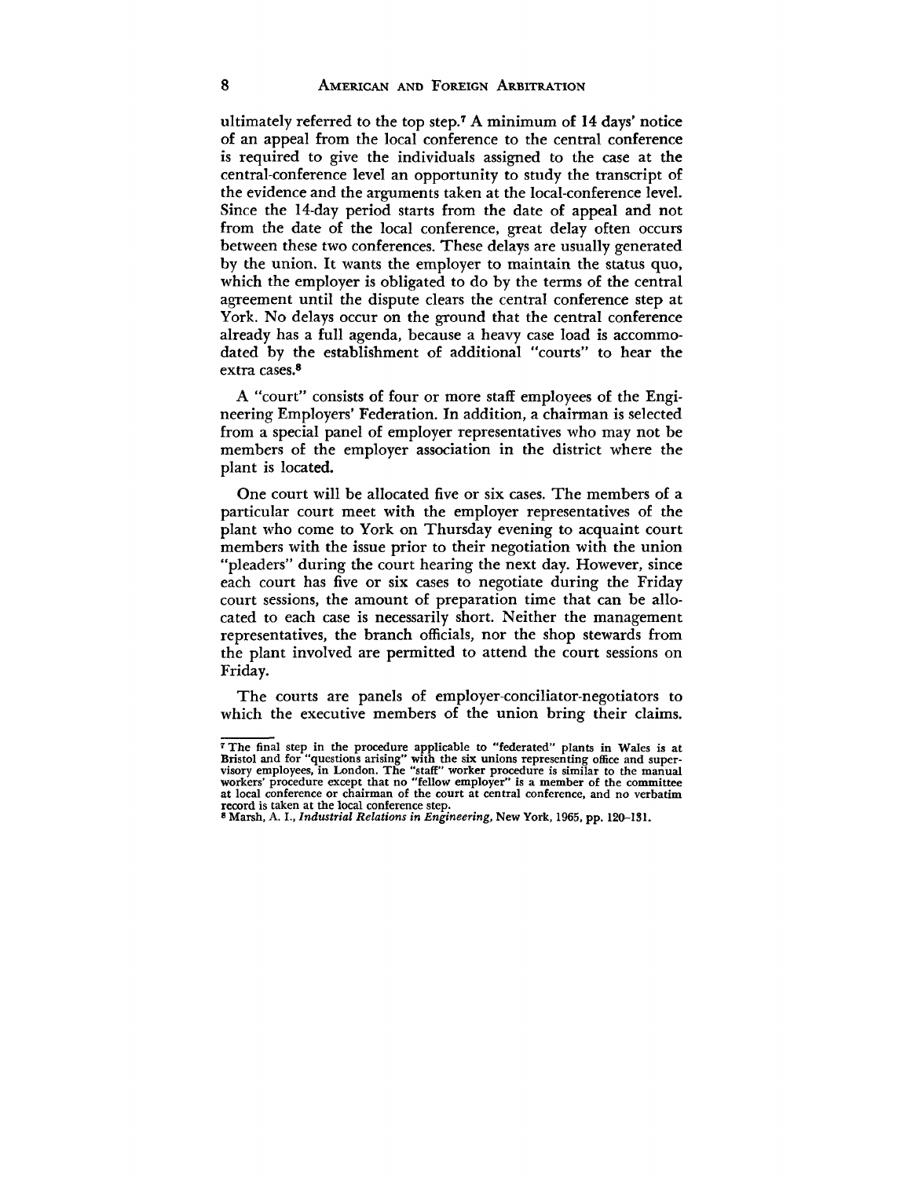ultimately referred to the top step.[7] A minimum of 14 days' notice of an appeal from the local conference to the central conference is required to give the individuals assigned to the case at the central-conference level an opportunity to study the transcript of the evidence and the arguments taken at the local-conference level. Since the 14-day period starts from the date of appeal and not from the date of the local conference, great delay often occurs between these two conferences. These delays are usually generated by the union. It wants the employer to maintain the status quo, which the employer is obligated to do by the terms of the central agreement until the dispute clears the central conference step at York. No delays occur on the ground that the central conference already has a full agenda, because a heavy case load is accommodated by the establishment of additional "courts" to hear the extra cases.[8]

A "court" consists of four or more staff employees of the Engineering Employers' Federation. In addition, a chairman is selected from a special panel of employer representatives who may not be members of the employer association in the district where the plant is located.

One court will be allocated five or six cases. The members of a particular court meet with the employer representatives of the plant who come to York on Thursday evening to acquaint court members with the issue prior to their negotiation with the union "pleaders" during the court hearing the next day. However, since each court has five or six cases to negotiate during the Friday court sessions, the amount of preparation time that can be allocated to each case is necessarily short. Neither the management representatives, the branch officials, nor the shop stewards from the plant involved are permitted to attend the court sessions on Friday.

The courts are panels of employer-conciliator-negotiators to which the executive members of the union bring their claims.

---

[7] The final step in the procedure applicable to "federated" plants in Wales is at Bristol and for "questions arising" with the six unions representing office and supervisory employees, in London. The "staff" worker procedure is similar to the manual workers' procedure except that no "fellow employer" is a member of the committee at local conference or chairman of the court at central conference, and no verbatim record is taken at the local conference step.

[8] Marsh, A. I., *Industrial Relations in Engineering*, New York, 1965, pp. 120–131.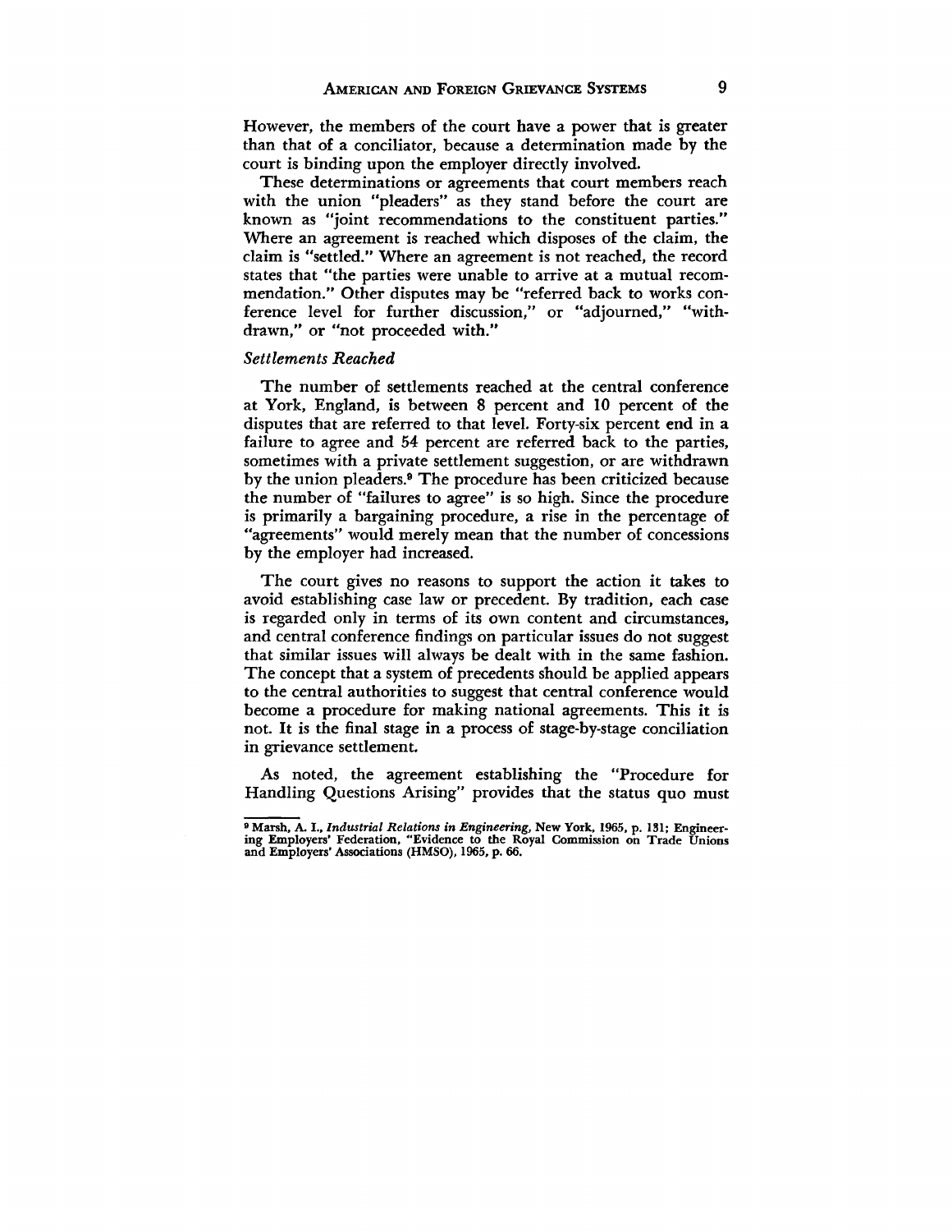However, the members of the court have a power that is greater than that of a conciliator, because a determination made by the court is binding upon the employer directly involved.

These determinations or agreements that court members reach with the union "pleaders" as they stand before the court are known as "joint recommendations to the constituent parties." Where an agreement is reached which disposes of the claim, the claim is "settled." Where an agreement is not reached, the record states that "the parties were unable to arrive at a mutual recommendation." Other disputes may be "referred back to works conference level for further discussion," or "adjourned," "withdrawn," or "not proceeded with."

*Settlements Reached*

The number of settlements reached at the central conference at York, England, is between 8 percent and 10 percent of the disputes that are referred to that level. Forty-six percent end in a failure to agree and 54 percent are referred back to the parties, sometimes with a private settlement suggestion, or are withdrawn by the union pleaders.[9] The procedure has been criticized because the number of "failures to agree" is so high. Since the procedure is primarily a bargaining procedure, a rise in the percentage of "agreements" would merely mean that the number of concessions by the employer had increased.

The court gives no reasons to support the action it takes to avoid establishing case law or precedent. By tradition, each case is regarded only in terms of its own content and circumstances, and central conference findings on particular issues do not suggest that similar issues will always be dealt with in the same fashion. The concept that a system of precedents should be applied appears to the central authorities to suggest that central conference would become a procedure for making national agreements. This it is not. It is the final stage in a process of stage-by-stage conciliation in grievance settlement.

As noted, the agreement establishing the "Procedure for Handling Questions Arising" provides that the status quo must

---

[9] Marsh, A. I., *Industrial Relations in Engineering,* New York, 1965, p. 131; Engineering Employers' Federation, "Evidence to the Royal Commission on Trade Unions and Employers' Associations (HMSO), 1965, p. 66.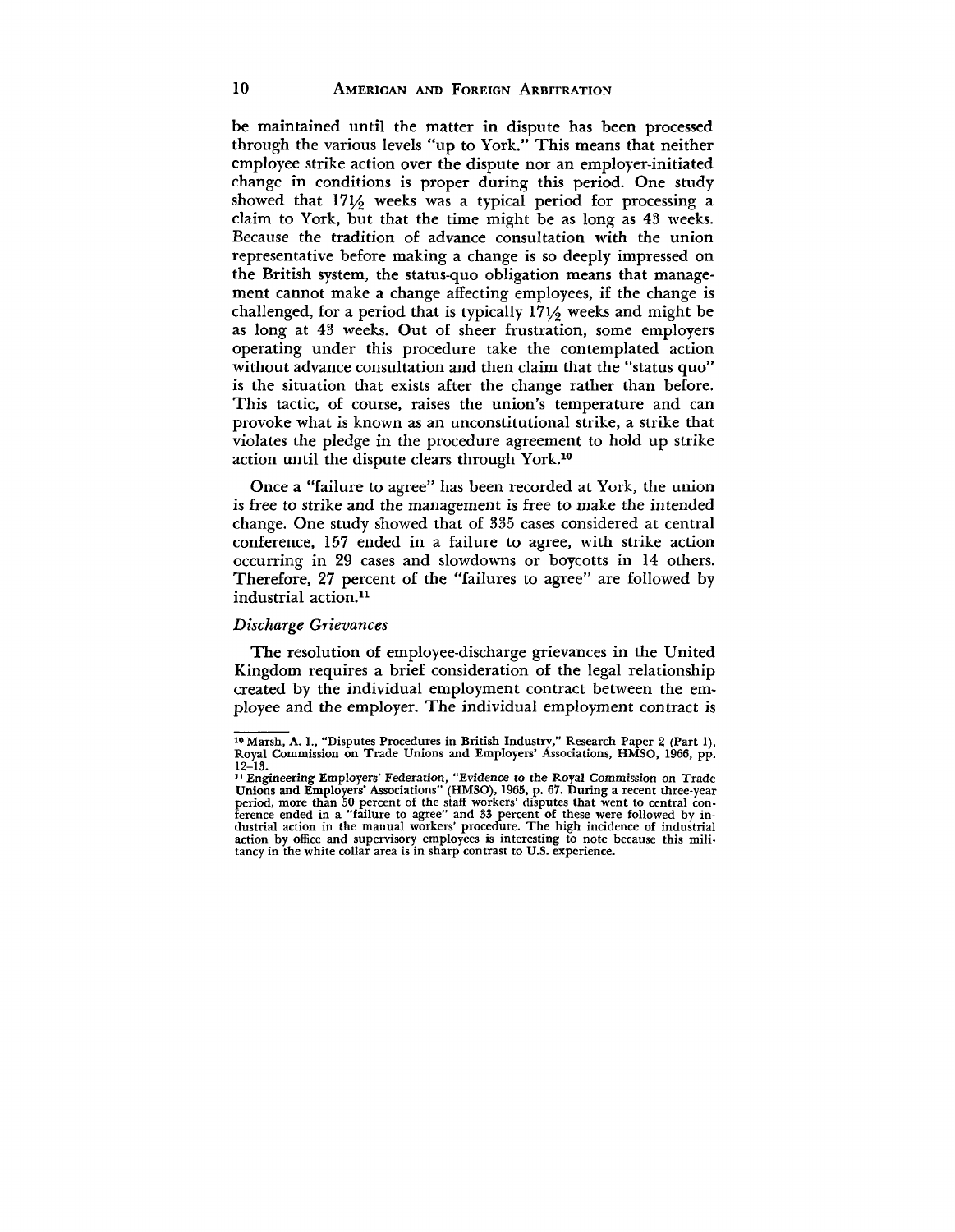be maintained until the matter in dispute has been processed through the various levels "up to York." This means that neither employee strike action over the dispute nor an employer-initiated change in conditions is proper during this period. One study showed that 17½ weeks was a typical period for processing a claim to York, but that the time might be as long as 43 weeks. Because the tradition of advance consultation with the union representative before making a change is so deeply impressed on the British system, the status-quo obligation means that management cannot make a change affecting employees, if the change is challenged, for a period that is typically 17½ weeks and might be as long at 43 weeks. Out of sheer frustration, some employers operating under this procedure take the contemplated action without advance consultation and then claim that the "status quo" is the situation that exists after the change rather than before. This tactic, of course, raises the union's temperature and can provoke what is known as an unconstitutional strike, a strike that violates the pledge in the procedure agreement to hold up strike action until the dispute clears through York.[10]

Once a "failure to agree" has been recorded at York, the union is free to strike and the management is free to make the intended change. One study showed that of 335 cases considered at central conference, 157 ended in a failure to agree, with strike action occurring in 29 cases and slowdowns or boycotts in 14 others. Therefore, 27 percent of the "failures to agree" are followed by industrial action.[11]

### *Discharge Grievances*

The resolution of employee-discharge grievances in the United Kingdom requires a brief consideration of the legal relationship created by the individual employment contract between the employee and the employer. The individual employment contract is

---

[10] Marsh, A. I., "Disputes Procedures in British Industry," Research Paper 2 (Part 1), Royal Commission on Trade Unions and Employers' Associations, HMSO, 1966, pp. 12–13.

[11] Engineering Employers' Federation, "Evidence to the Royal Commission on Trade Unions and Employers' Associations" (HMSO), 1965, p. 67. During a recent three-year period, more than 50 percent of the staff workers' disputes that went to central conference ended in a "failure to agree" and 33 percent of these were followed by industrial action in the manual workers' procedure. The high incidence of industrial action by office and supervisory employees is interesting to note because this militancy in the white collar area is in sharp contrast to U.S. experience.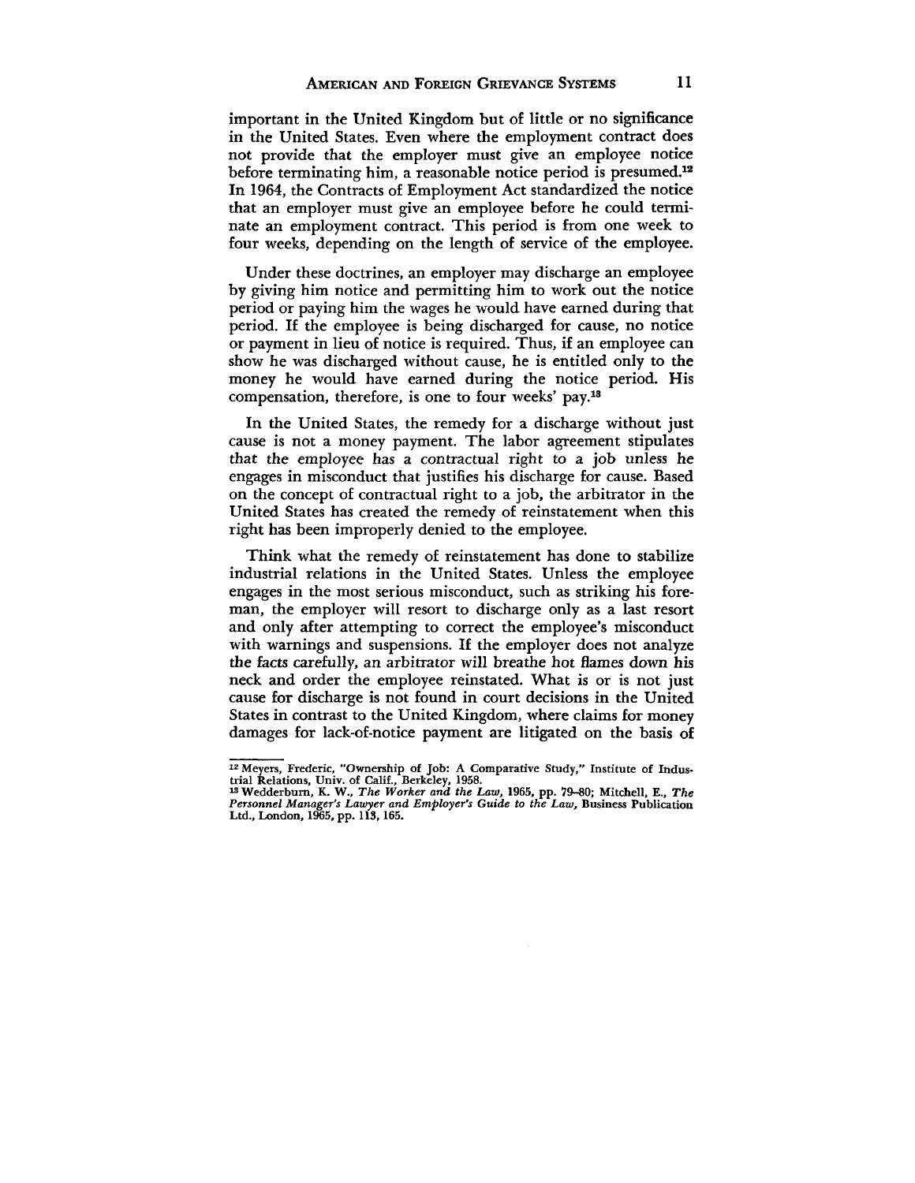important in the United Kingdom but of little or no significance in the United States. Even where the employment contract does not provide that the employer must give an employee notice before terminating him, a reasonable notice period is presumed.[12] In 1964, the Contracts of Employment Act standardized the notice that an employer must give an employee before he could terminate an employment contract. This period is from one week to four weeks, depending on the length of service of the employee.

Under these doctrines, an employer may discharge an employee by giving him notice and permitting him to work out the notice period or paying him the wages he would have earned during that period. If the employee is being discharged for cause, no notice or payment in lieu of notice is required. Thus, if an employee can show he was discharged without cause, he is entitled only to the money he would have earned during the notice period. His compensation, therefore, is one to four weeks' pay.[13]

In the United States, the remedy for a discharge without just cause is not a money payment. The labor agreement stipulates that the employee has a contractual right to a job unless he engages in misconduct that justifies his discharge for cause. Based on the concept of contractual right to a job, the arbitrator in the United States has created the remedy of reinstatement when this right has been improperly denied to the employee.

Think what the remedy of reinstatement has done to stabilize industrial relations in the United States. Unless the employee engages in the most serious misconduct, such as striking his foreman, the employer will resort to discharge only as a last resort and only after attempting to correct the employee's misconduct with warnings and suspensions. If the employer does not analyze the facts carefully, an arbitrator will breathe hot flames down his neck and order the employee reinstated. What is or is not just cause for discharge is not found in court decisions in the United States in contrast to the United Kingdom, where claims for money damages for lack-of-notice payment are litigated on the basis of

---

[12] Meyers, Frederic, "Ownership of Job: A Comparative Study," Institute of Industrial Relations, Univ. of Calif., Berkeley, 1958.

[13] Wedderburn, K. W., *The Worker and the Law*, 1965, pp. 79–80; Mitchell, E., *The Personnel Manager's Lawyer and Employer's Guide to the Law*, Business Publication Ltd., London, 1965, pp. 113, 165.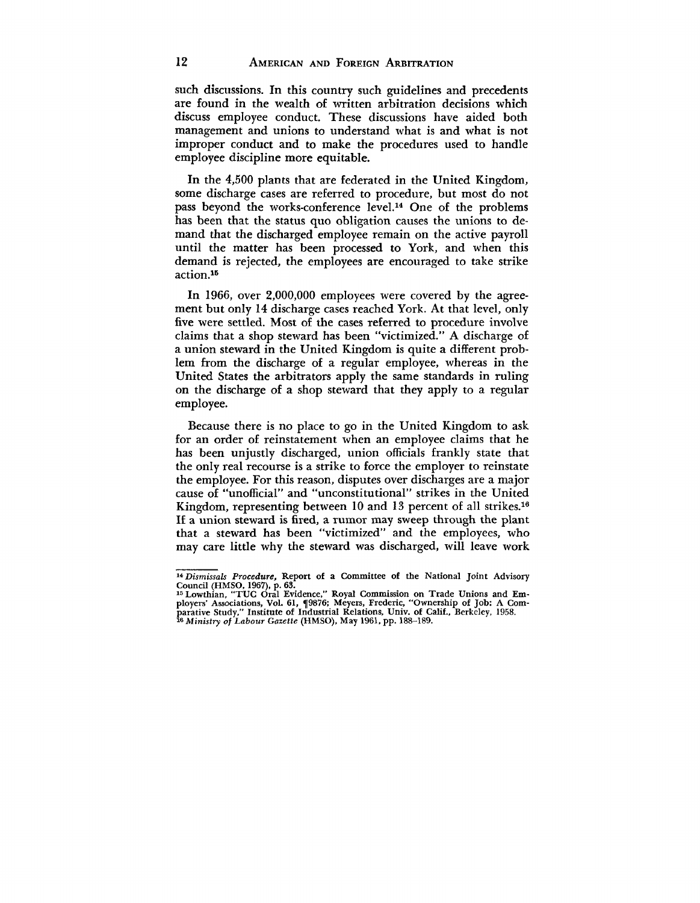such discussions. In this country such guidelines and precedents are found in the wealth of written arbitration decisions which discuss employee conduct. These discussions have aided both management and unions to understand what is and what is not improper conduct and to make the procedures used to handle employee discipline more equitable.

In the 4,500 plants that are federated in the United Kingdom, some discharge cases are referred to procedure, but most do not pass beyond the works-conference level.[14] One of the problems has been that the status quo obligation causes the unions to demand that the discharged employee remain on the active payroll until the matter has been processed to York, and when this demand is rejected, the employees are encouraged to take strike action.[15]

In 1966, over 2,000,000 employees were covered by the agreement but only 14 discharge cases reached York. At that level, only five were settled. Most of the cases referred to procedure involve claims that a shop steward has been "victimized." A discharge of a union steward in the United Kingdom is quite a different problem from the discharge of a regular employee, whereas in the United States the arbitrators apply the same standards in ruling on the discharge of a shop steward that they apply to a regular employee.

Because there is no place to go in the United Kingdom to ask for an order of reinstatement when an employee claims that he has been unjustly discharged, union officials frankly state that the only real recourse is a strike to force the employer to reinstate the employee. For this reason, disputes over discharges are a major cause of "unofficial" and "unconstitutional" strikes in the United Kingdom, representing between 10 and 13 percent of all strikes.[16] If a union steward is fired, a rumor may sweep through the plant that a steward has been "victimized" and the employees, who may care little why the steward was discharged, will leave work

---

[14] *Dismissals Procedure,* Report of a Committee of the National Joint Advisory Council (HMSO, 1967), p. 63.

[15] Lowthian, "TUC Oral Evidence," Royal Commission on Trade Unions and Employers' Associations, Vol. 61, ¶9876; Meyers, Frederic, "Ownership of Job: A Comparative Study," Institute of Industrial Relations, Univ. of Calif., Berkeley, 1958.

[16] *Ministry of Labour Gazette* (HMSO), May 1961, pp. 188–189.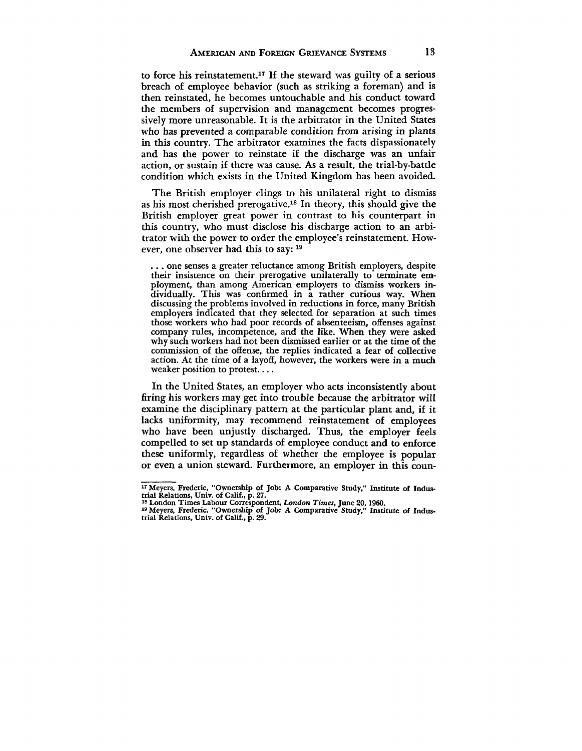to force his reinstatement.[17] If the steward was guilty of a serious breach of employee behavior (such as striking a foreman) and is then reinstated, he becomes untouchable and his conduct toward the members of supervision and management becomes progressively more unreasonable. It is the arbitrator in the United States who has prevented a comparable condition from arising in plants in this country. The arbitrator examines the facts dispassionately and has the power to reinstate if the discharge was an unfair action, or sustain if there was cause. As a result, the trial-by-battle condition which exists in the United Kingdom has been avoided.

The British employer clings to his unilateral right to dismiss as his most cherished prerogative.[18] In theory, this should give the British employer great power in contrast to his counterpart in this country, who must disclose his discharge action to an arbitrator with the power to order the employee's reinstatement. However, one observer had this to say: [19]

> . . . one senses a greater reluctance among British employers, despite their insistence on their prerogative unilaterally to terminate employment, than among American employers to dismiss workers individually. This was confirmed in a rather curious way. When discussing the problems involved in reductions in force, many British employers indicated that they selected for separation at such times those workers who had poor records of absenteeism, offenses against company rules, incompetence, and the like. When they were asked why such workers had not been dismissed earlier or at the time of the commission of the offense, the replies indicated a fear of collective action. At the time of a layoff, however, the workers were in a much weaker position to protest. . . .

In the United States, an employer who acts inconsistently about firing his workers may get into trouble because the arbitrator will examine the disciplinary pattern at the particular plant and, if it lacks uniformity, may recommend reinstatement of employees who have been unjustly discharged. Thus, the employer feels compelled to set up standards of employee conduct and to enforce these uniformly, regardless of whether the employee is popular or even a union steward. Furthermore, an employer in this coun-

---

[17] Meyers, Frederic, "Ownership of Job: A Comparative Study," Institute of Industrial Relations, Univ. of Calif., p. 27.

[18] London Times Labour Correspondent, *London Times*, June 20, 1960.

[19] Meyers, Frederic, "Ownership of Job: A Comparative Study," Institute of Industrial Relations, Univ. of Calif., p. 29.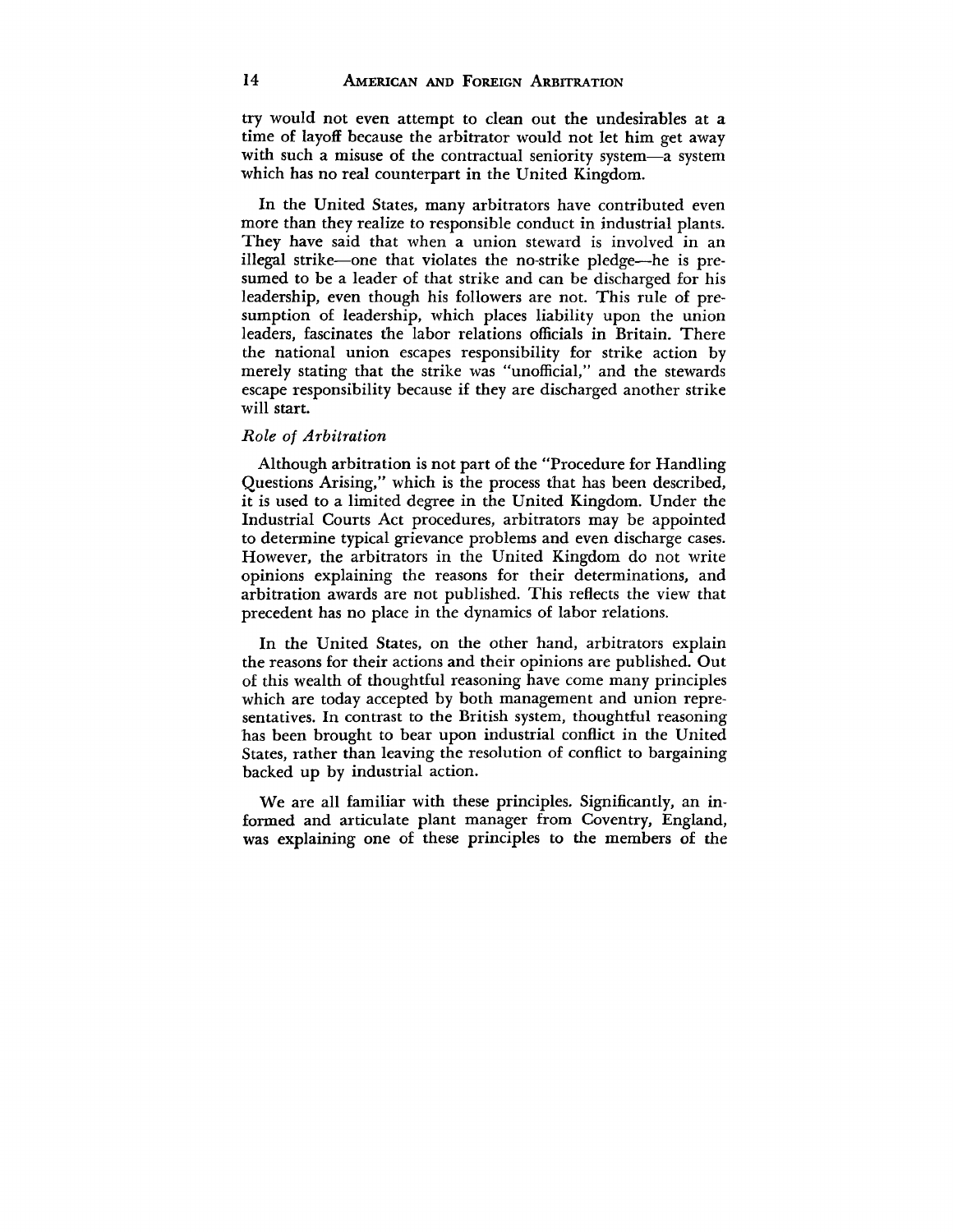try would not even attempt to clean out the undesirables at a time of layoff because the arbitrator would not let him get away with such a misuse of the contractual seniority system—a system which has no real counterpart in the United Kingdom.

In the United States, many arbitrators have contributed even more than they realize to responsible conduct in industrial plants. They have said that when a union steward is involved in an illegal strike—one that violates the no-strike pledge—he is presumed to be a leader of that strike and can be discharged for his leadership, even though his followers are not. This rule of presumption of leadership, which places liability upon the union leaders, fascinates the labor relations officials in Britain. There the national union escapes responsibility for strike action by merely stating that the strike was "unofficial," and the stewards escape responsibility because if they are discharged another strike will start.

### *Role of Arbitration*

Although arbitration is not part of the "Procedure for Handling Questions Arising," which is the process that has been described, it is used to a limited degree in the United Kingdom. Under the Industrial Courts Act procedures, arbitrators may be appointed to determine typical grievance problems and even discharge cases. However, the arbitrators in the United Kingdom do not write opinions explaining the reasons for their determinations, and arbitration awards are not published. This reflects the view that precedent has no place in the dynamics of labor relations.

In the United States, on the other hand, arbitrators explain the reasons for their actions and their opinions are published. Out of this wealth of thoughtful reasoning have come many principles which are today accepted by both management and union representatives. In contrast to the British system, thoughtful reasoning has been brought to bear upon industrial conflict in the United States, rather than leaving the resolution of conflict to bargaining backed up by industrial action.

We are all familiar with these principles. Significantly, an informed and articulate plant manager from Coventry, England, was explaining one of these principles to the members of the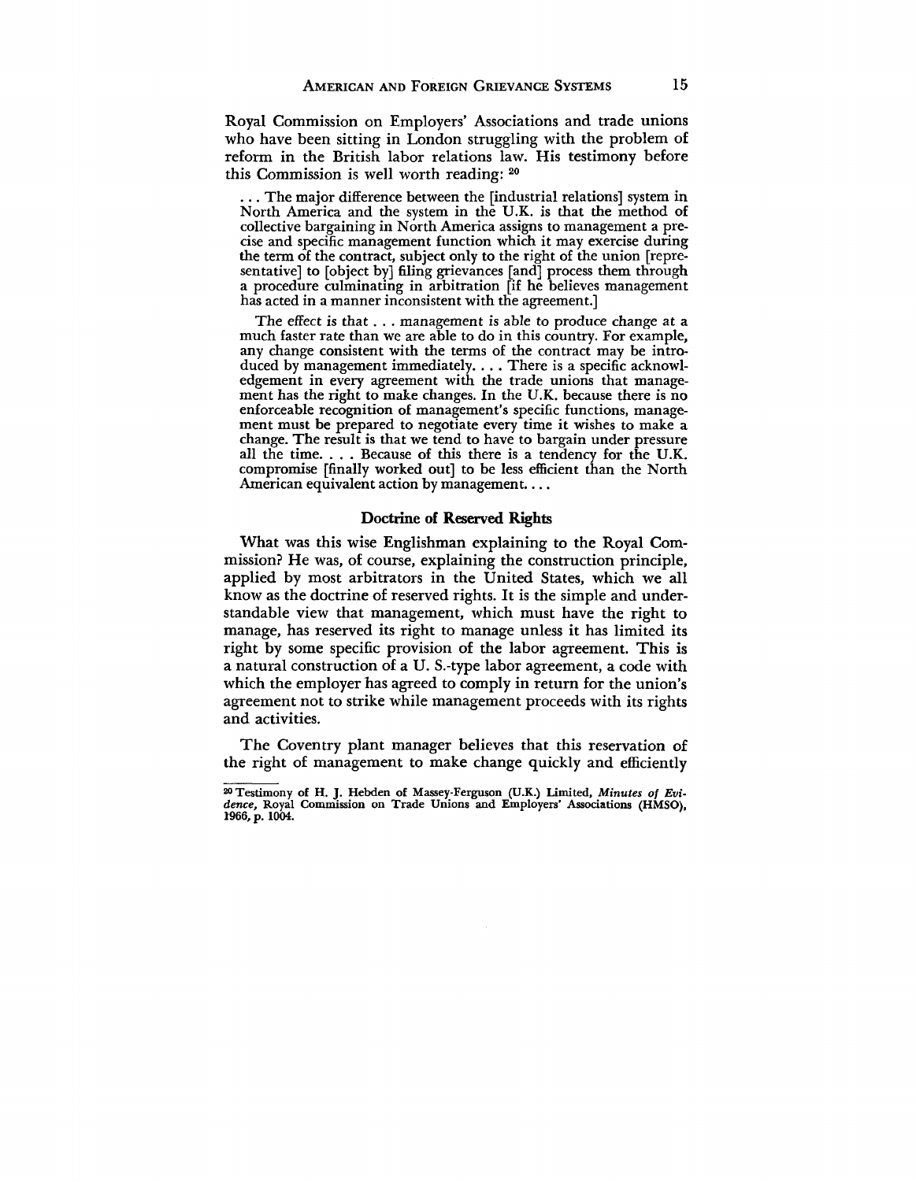Royal Commission on Employers' Associations and trade unions who have been sitting in London struggling with the problem of reform in the British labor relations law. His testimony before this Commission is well worth reading: [20]

> . . . The major difference between the [industrial relations] system in North America and the system in the U.K. is that the method of collective bargaining in North America assigns to management a precise and specific management function which it may exercise during the term of the contract, subject only to the right of the union [representative] to [object by] filing grievances [and] process them through a procedure culminating in arbitration [if he believes management has acted in a manner inconsistent with the agreement.]
>
> The effect is that . . . management is able to produce change at a much faster rate than we are able to do in this country. For example, any change consistent with the terms of the contract may be introduced by management immediately. . . . There is a specific acknowledgement in every agreement with the trade unions that management has the right to make changes. In the U.K. because there is no enforceable recognition of management's specific functions, management must be prepared to negotiate every time it wishes to make a change. The result is that we tend to have to bargain under pressure all the time. . . . Because of this there is a tendency for the U.K. compromise [finally worked out] to be less efficient than the North American equivalent action by management. . . .

### Doctrine of Reserved Rights

What was this wise Englishman explaining to the Royal Commission? He was, of course, explaining the construction principle, applied by most arbitrators in the United States, which we all know as the doctrine of reserved rights. It is the simple and understandable view that management, which must have the right to manage, has reserved its right to manage unless it has limited its right by some specific provision of the labor agreement. This is a natural construction of a U. S.-type labor agreement, a code with which the employer has agreed to comply in return for the union's agreement not to strike while management proceeds with its rights and activities.

The Coventry plant manager believes that this reservation of the right of management to make change quickly and efficiently

---

[20] Testimony of H. J. Hebden of Massey-Ferguson (U.K.) Limited, *Minutes of Evidence*, Royal Commission on Trade Unions and Employers' Associations (HMSO), 1966, p. 1004.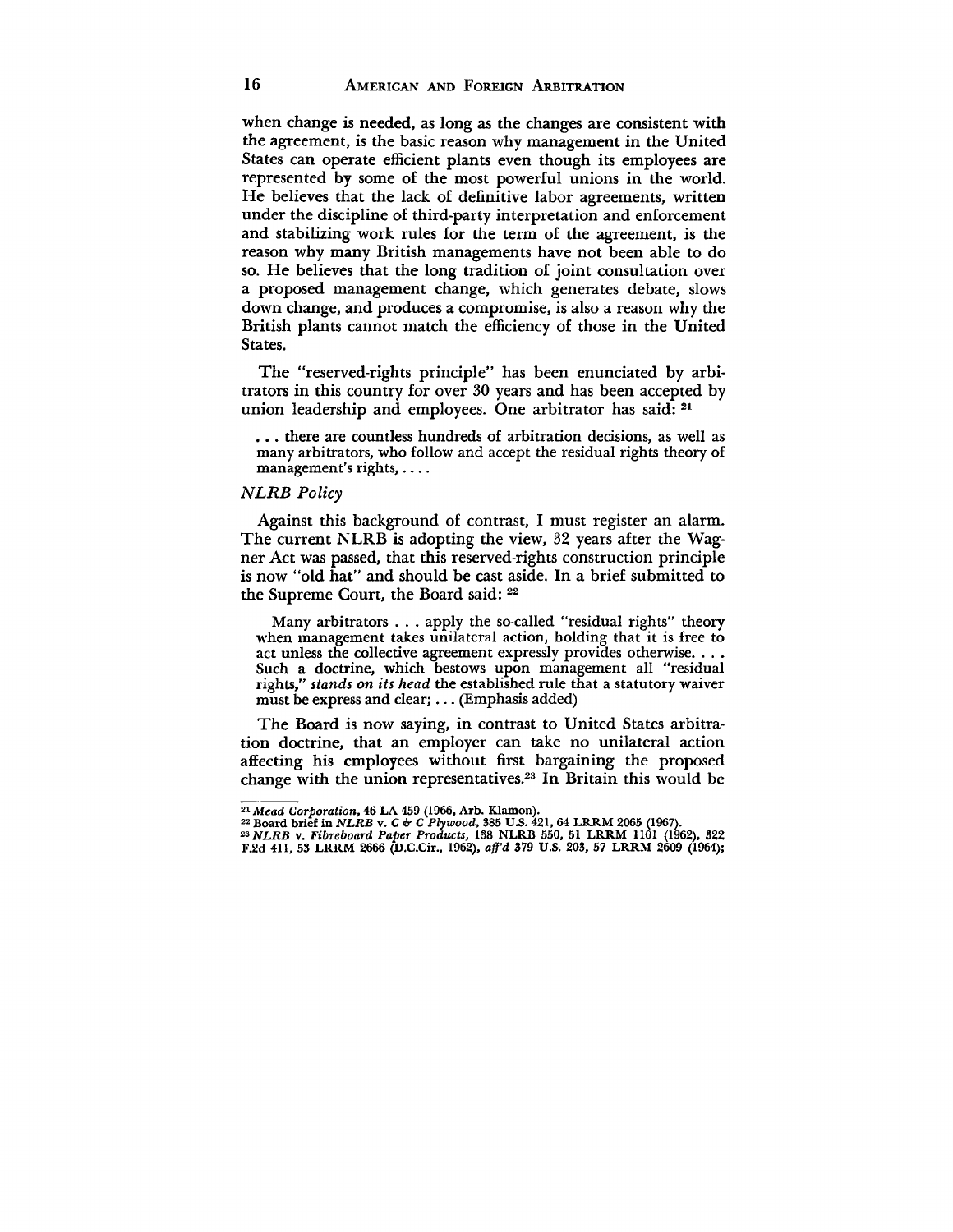when change is needed, as long as the changes are consistent with the agreement, is the basic reason why management in the United States can operate efficient plants even though its employees are represented by some of the most powerful unions in the world. He believes that the lack of definitive labor agreements, written under the discipline of third-party interpretation and enforcement and stabilizing work rules for the term of the agreement, is the reason why many British managements have not been able to do so. He believes that the long tradition of joint consultation over a proposed management change, which generates debate, slows down change, and produces a compromise, is also a reason why the British plants cannot match the efficiency of those in the United States.

The "reserved-rights principle" has been enunciated by arbitrators in this country for over 30 years and has been accepted by union leadership and employees. One arbitrator has said: [21]

> . . . there are countless hundreds of arbitration decisions, as well as many arbitrators, who follow and accept the residual rights theory of management's rights, . . . .

### *NLRB Policy*

Against this background of contrast, I must register an alarm. The current NLRB is adopting the view, 32 years after the Wagner Act was passed, that this reserved-rights construction principle is now "old hat" and should be cast aside. In a brief submitted to the Supreme Court, the Board said: [22]

> Many arbitrators . . . apply the so-called "residual rights" theory when management takes unilateral action, holding that it is free to act unless the collective agreement expressly provides otherwise. . . . Such a doctrine, which bestows upon management all "residual rights," *stands on its head* the established rule that a statutory waiver must be express and clear; . . . (Emphasis added)

The Board is now saying, in contrast to United States arbitration doctrine, that an employer can take no unilateral action affecting his employees without first bargaining the proposed change with the union representatives.[23] In Britain this would be

---

[21] *Mead Corporation*, 46 LA 459 (1966, Arb. Klamon).

[22] Board brief in *NLRB* v. *C & C Plywood*, 385 U.S. 421, 64 LRRM 2065 (1967).

[23] *NLRB* v. *Fibreboard Paper Products*, 138 NLRB 550, 51 LRRM 1101 (1962), 322 F.2d 411, 53 LRRM 2666 (D.C.Cir., 1962), *aff'd* 379 U.S. 203, 57 LRRM 2609 (1964);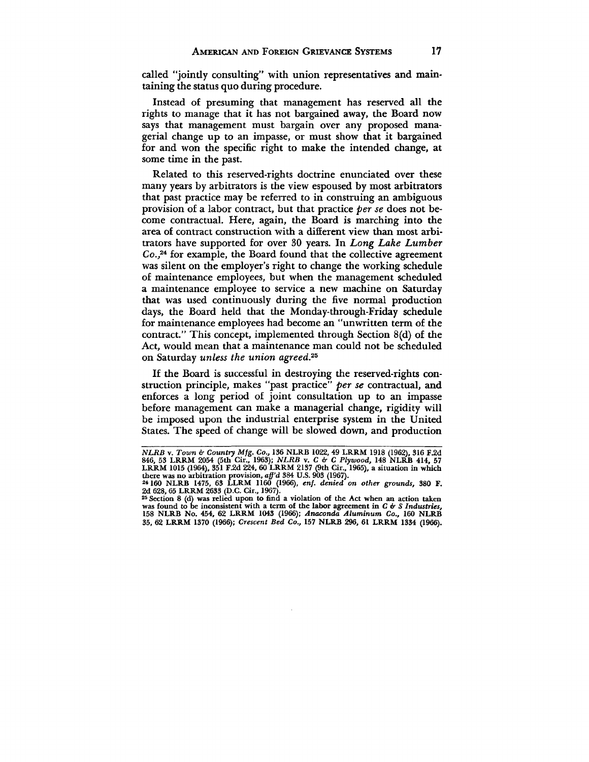called "jointly consulting" with union representatives and maintaining the status quo during procedure.

Instead of presuming that management has reserved all the rights to manage that it has not bargained away, the Board now says that management must bargain over any proposed managerial change up to an impasse, or must show that it bargained for and won the specific right to make the intended change, at some time in the past.

Related to this reserved-rights doctrine enunciated over these many years by arbitrators is the view espoused by most arbitrators that past practice may be referred to in construing an ambiguous provision of a labor contract, but that practice *per se* does not become contractual. Here, again, the Board is marching into the area of contract construction with a different view than most arbitrators have supported for over 30 years. In *Long Lake Lumber Co.*,[24] for example, the Board found that the collective agreement was silent on the employer's right to change the working schedule of maintenance employees, but when the management scheduled a maintenance employee to service a new machine on Saturday that was used continuously during the five normal production days, the Board held that the Monday-through-Friday schedule for maintenance employees had become an "unwritten term of the contract." This concept, implemented through Section 8(d) of the Act, would mean that a maintenance man could not be scheduled on Saturday *unless the union agreed.*[25]

If the Board is successful in destroying the reserved-rights construction principle, makes "past practice" *per se* contractual, and enforces a long period of joint consultation up to an impasse before management can make a managerial change, rigidity will be imposed upon the industrial enterprise system in the United States. The speed of change will be slowed down, and production

---

*NLRB* v. *Town & Country Mfg. Co.*, 136 NLRB 1022, 49 LRRM 1918 (1962), 316 F.2d 846, 53 LRRM 2054 (5th Cir., 1963); *NLRB* v. *C & C Plywood*, 148 NLRB 414, 57 LRRM 1015 (1964), 351 F.2d 224, 60 LRRM 2137 (9th Cir., 1965), a situation in which there was no arbitration provision, *aff'd* 384 U.S. 903 (1967).

[24] 160 NLRB 1475, 63 LLRM 1160 (1966), *enf. denied on other grounds*, 380 F. 2d 628, 65 LRRM 2633 (D.C. Cir., 1967).

[25] Section 8 (d) was relied upon to find a violation of the Act when an action taken was found to be inconsistent with a term of the labor agreement in *C & S Industries*, 158 NLRB No. 454, 62 LRRM 1043 (1966); *Anaconda Aluminum Co.*, 160 NLRB 35, 62 LRRM 1370 (1966); *Crescent Bed Co.*, 157 NLRB 296, 61 LRRM 1334 (1966).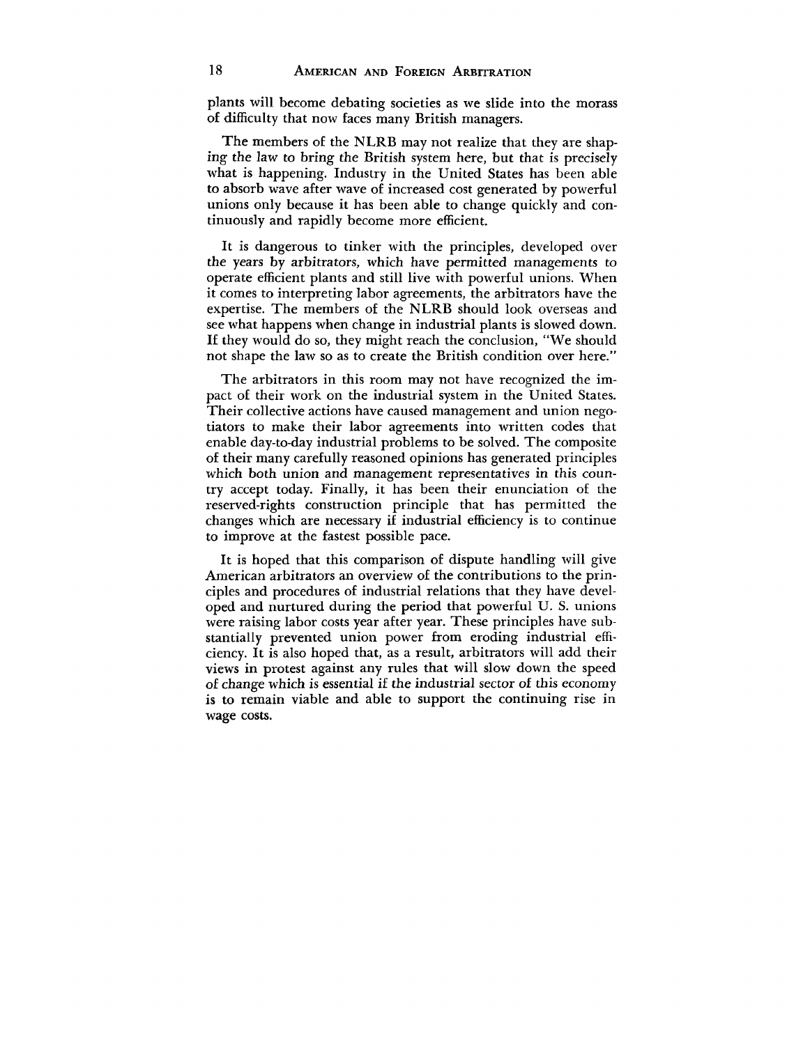plants will become debating societies as we slide into the morass of difficulty that now faces many British managers.

The members of the NLRB may not realize that they are shaping the law to bring the British system here, but that is precisely what is happening. Industry in the United States has been able to absorb wave after wave of increased cost generated by powerful unions only because it has been able to change quickly and continuously and rapidly become more efficient.

It is dangerous to tinker with the principles, developed over the years by arbitrators, which have permitted managements to operate efficient plants and still live with powerful unions. When it comes to interpreting labor agreements, the arbitrators have the expertise. The members of the NLRB should look overseas and see what happens when change in industrial plants is slowed down. If they would do so, they might reach the conclusion, "We should not shape the law so as to create the British condition over here."

The arbitrators in this room may not have recognized the impact of their work on the industrial system in the United States. Their collective actions have caused management and union negotiators to make their labor agreements into written codes that enable day-to-day industrial problems to be solved. The composite of their many carefully reasoned opinions has generated principles which both union and management representatives in this country accept today. Finally, it has been their enunciation of the reserved-rights construction principle that has permitted the changes which are necessary if industrial efficiency is to continue to improve at the fastest possible pace.

It is hoped that this comparison of dispute handling will give American arbitrators an overview of the contributions to the principles and procedures of industrial relations that they have developed and nurtured during the period that powerful U. S. unions were raising labor costs year after year. These principles have substantially prevented union power from eroding industrial efficiency. It is also hoped that, as a result, arbitrators will add their views in protest against any rules that will slow down the speed of change which is essential if the industrial sector of this economy is to remain viable and able to support the continuing rise in wage costs.